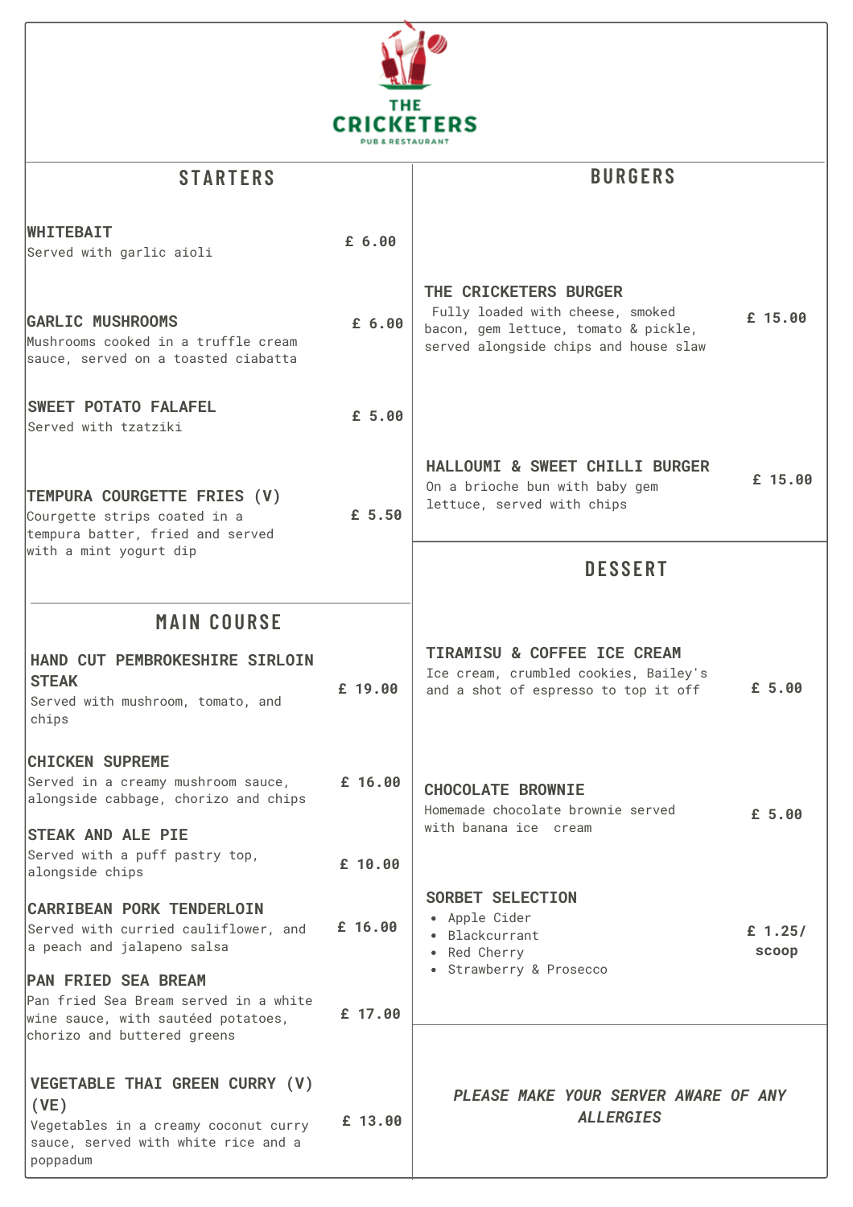# THE CRICKETERS

PUB & RESTAURANT

## STARTERS

**WHITEBAIT** — £ 6.00
Served with garlic aioli

**GARLIC MUSHROOMS** — £ 6.00
Mushrooms cooked in a truffle cream sauce, served on a toasted ciabatta

**SWEET POTATO FALAFEL** — £ 5.00
Served with tzatziki

**TEMPURA COURGETTE FRIES (V)** — £ 5.50
Courgette strips coated in a tempura batter, fried and served with a mint yogurt dip

## MAIN COURSE

**HAND CUT PEMBROKESHIRE SIRLOIN STEAK** — £ 19.00
Served with mushroom, tomato, and chips

**CHICKEN SUPREME** — £ 16.00
Served in a creamy mushroom sauce, alongside cabbage, chorizo and chips

**STEAK AND ALE PIE** — £ 10.00
Served with a puff pastry top, alongside chips

**CARRIBEAN PORK TENDERLOIN** — £ 16.00
Served with curried cauliflower, and a peach and jalapeno salsa

**PAN FRIED SEA BREAM** — £ 17.00
Pan fried Sea Bream served in a white wine sauce, with sautéed potatoes, chorizo and buttered greens

**VEGETABLE THAI GREEN CURRY (V) (VE)** — £ 13.00
Vegetables in a creamy coconut curry sauce, served with white rice and a poppadum

## BURGERS

**THE CRICKETERS BURGER** — £ 15.00
Fully loaded with cheese, smoked bacon, gem lettuce, tomato & pickle, served alongside chips and house slaw

**HALLOUMI & SWEET CHILLI BURGER** — £ 15.00
On a brioche bun with baby gem lettuce, served with chips

## DESSERT

**TIRAMISU & COFFEE ICE CREAM** — £ 5.00
Ice cream, crumbled cookies, Bailey's and a shot of espresso to top it off

**CHOCOLATE BROWNIE** — £ 5.00
Homemade chocolate brownie served with banana ice cream

**SORBET SELECTION** — £ 1.25/ scoop
- Apple Cider
- Blackcurrant
- Red Cherry
- Strawberry & Prosecco

***PLEASE MAKE YOUR SERVER AWARE OF ANY ALLERGIES***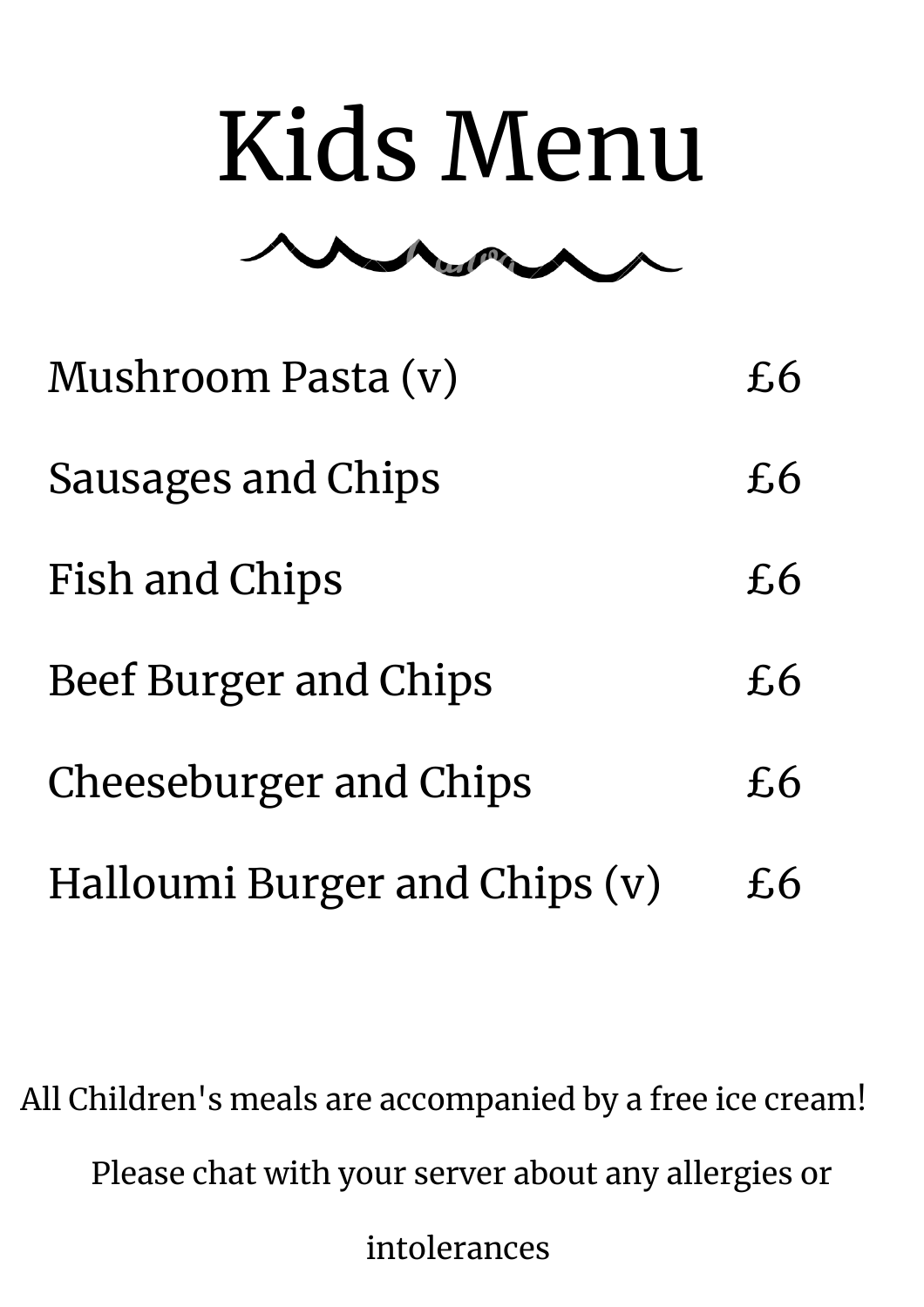# Kids Menu

| | |
|---|---|
| Mushroom Pasta (v) | £6 |
| Sausages and Chips | £6 |
| Fish and Chips | £6 |
| Beef Burger and Chips | £6 |
| Cheeseburger and Chips | £6 |
| Halloumi Burger and Chips (v) | £6 |

All Children's meals are accompanied by a free ice cream!

Please chat with your server about any allergies or intolerances